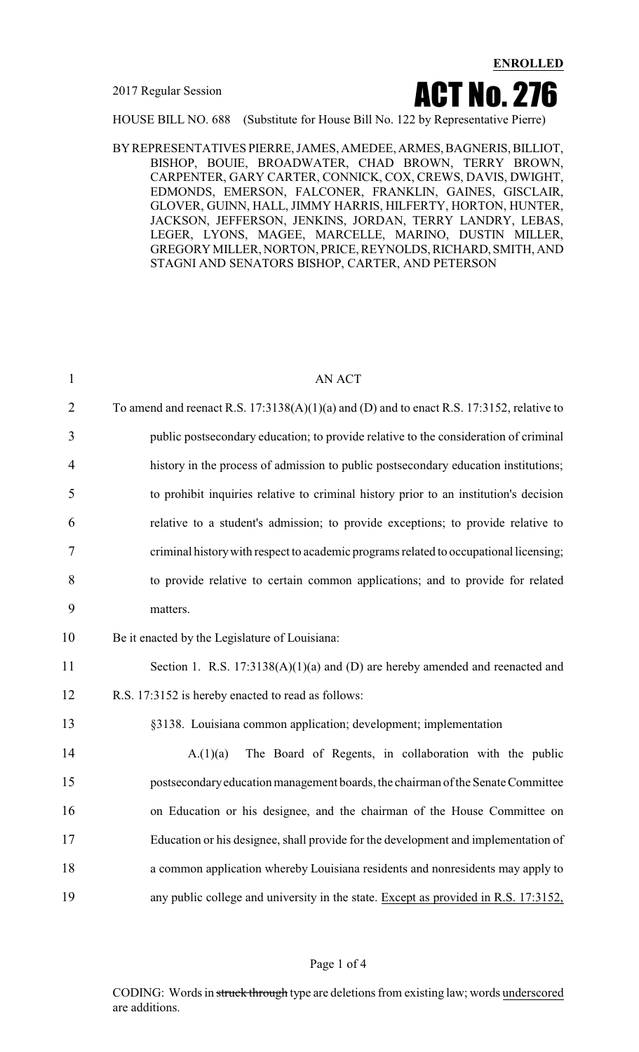**ENROLLED**

2017 Regular Session

# ACT No. 276

HOUSE BILL NO. 688 (Substitute for House Bill No. 122 by Representative Pierre)

BY REPRESENTATIVES PIERRE, JAMES, AMEDEE, ARMES, BAGNERIS, BILLIOT, BISHOP, BOUIE, BROADWATER, CHAD BROWN, TERRY BROWN, CARPENTER, GARY CARTER, CONNICK, COX, CREWS, DAVIS, DWIGHT, EDMONDS, EMERSON, FALCONER, FRANKLIN, GAINES, GISCLAIR, GLOVER, GUINN, HALL, JIMMY HARRIS, HILFERTY, HORTON, HUNTER, JACKSON, JEFFERSON, JENKINS, JORDAN, TERRY LANDRY, LEBAS, LEGER, LYONS, MAGEE, MARCELLE, MARINO, DUSTIN MILLER, GREGORY MILLER, NORTON, PRICE, REYNOLDS, RICHARD, SMITH, AND STAGNI AND SENATORS BISHOP, CARTER, AND PETERSON

AN ACT

To amend and reenact R.S. 17:3138(A)(1)(a) and (D) and to enact R.S. 17:3152, relative to public postsecondary education; to provide relative to the consideration of criminal history in the process of admission to public postsecondary education institutions; to prohibit inquiries relative to criminal history prior to an institution's decision relative to a student's admission; to provide exceptions; to provide relative to criminal history with respect to academic programs related to occupational licensing; to provide relative to certain common applications; and to provide for related matters.

Be it enacted by the Legislature of Louisiana:

Section 1. R.S. 17:3138(A)(1)(a) and (D) are hereby amended and reenacted and R.S. 17:3152 is hereby enacted to read as follows:

§3138. Louisiana common application; development; implementation

A.(1)(a) The Board of Regents, in collaboration with the public postsecondary education management boards, the chairman of the Senate Committee on Education or his designee, and the chairman of the House Committee on Education or his designee, shall provide for the development and implementation of a common application whereby Louisiana residents and nonresidents may apply to any public college and university in the state. Except as provided in R.S. 17:3152,

CODING: Words in ~~struck through~~ type are deletions from existing law; words underscored are additions.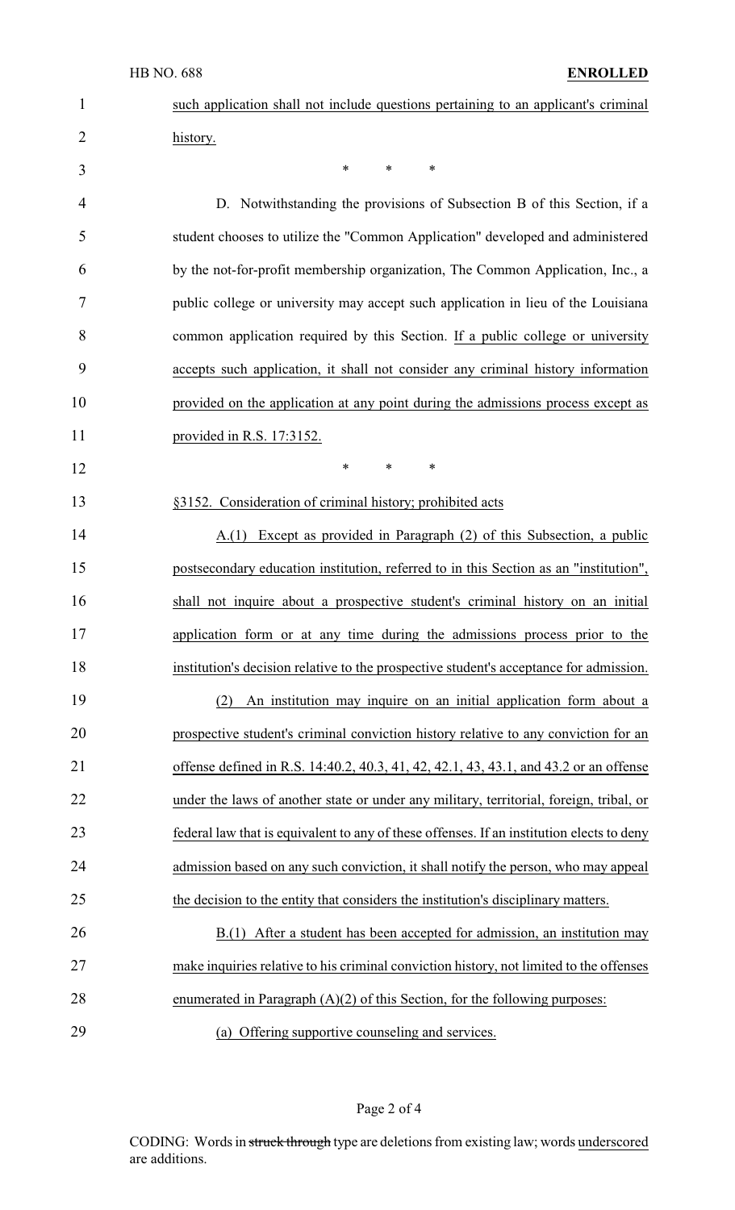such application shall not include questions pertaining to an applicant's criminal history.

\* \* \*

D. Notwithstanding the provisions of Subsection B of this Section, if a student chooses to utilize the "Common Application" developed and administered by the not-for-profit membership organization, The Common Application, Inc., a public college or university may accept such application in lieu of the Louisiana common application required by this Section. If a public college or university accepts such application, it shall not consider any criminal history information provided on the application at any point during the admissions process except as provided in R.S. 17:3152.

\* \* \*

§3152. Consideration of criminal history; prohibited acts

A.(1) Except as provided in Paragraph (2) of this Subsection, a public postsecondary education institution, referred to in this Section as an "institution", shall not inquire about a prospective student's criminal history on an initial application form or at any time during the admissions process prior to the institution's decision relative to the prospective student's acceptance for admission.

(2) An institution may inquire on an initial application form about a prospective student's criminal conviction history relative to any conviction for an offense defined in R.S. 14:40.2, 40.3, 41, 42, 42.1, 43, 43.1, and 43.2 or an offense under the laws of another state or under any military, territorial, foreign, tribal, or federal law that is equivalent to any of these offenses. If an institution elects to deny admission based on any such conviction, it shall notify the person, who may appeal the decision to the entity that considers the institution's disciplinary matters.

B.(1) After a student has been accepted for admission, an institution may make inquiries relative to his criminal conviction history, not limited to the offenses enumerated in Paragraph (A)(2) of this Section, for the following purposes:

(a) Offering supportive counseling and services.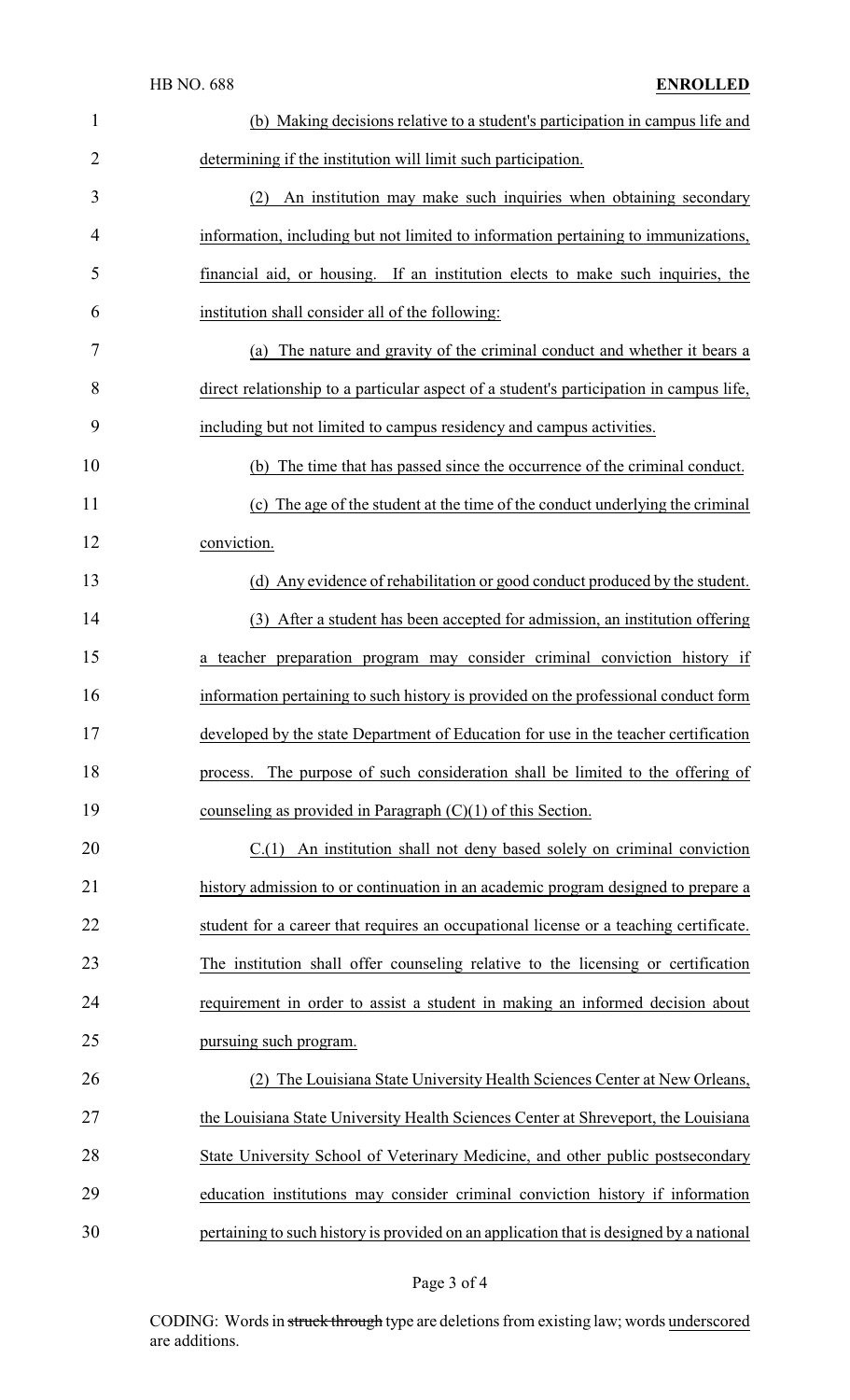(b) Making decisions relative to a student's participation in campus life and determining if the institution will limit such participation.

(2) An institution may make such inquiries when obtaining secondary information, including but not limited to information pertaining to immunizations, financial aid, or housing. If an institution elects to make such inquiries, the institution shall consider all of the following:

(a) The nature and gravity of the criminal conduct and whether it bears a direct relationship to a particular aspect of a student's participation in campus life, including but not limited to campus residency and campus activities.

(b) The time that has passed since the occurrence of the criminal conduct.

(c) The age of the student at the time of the conduct underlying the criminal conviction.

(d) Any evidence of rehabilitation or good conduct produced by the student.

(3) After a student has been accepted for admission, an institution offering a teacher preparation program may consider criminal conviction history if information pertaining to such history is provided on the professional conduct form developed by the state Department of Education for use in the teacher certification process. The purpose of such consideration shall be limited to the offering of counseling as provided in Paragraph (C)(1) of this Section.

C.(1) An institution shall not deny based solely on criminal conviction history admission to or continuation in an academic program designed to prepare a student for a career that requires an occupational license or a teaching certificate. The institution shall offer counseling relative to the licensing or certification requirement in order to assist a student in making an informed decision about pursuing such program.

(2) The Louisiana State University Health Sciences Center at New Orleans, the Louisiana State University Health Sciences Center at Shreveport, the Louisiana State University School of Veterinary Medicine, and other public postsecondary education institutions may consider criminal conviction history if information pertaining to such history is provided on an application that is designed by a national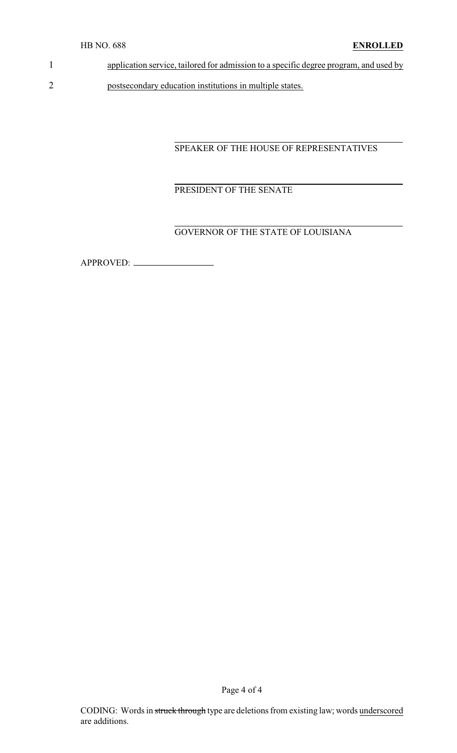application service, tailored for admission to a specific degree program, and used by postsecondary education institutions in multiple states.

SPEAKER OF THE HOUSE OF REPRESENTATIVES

PRESIDENT OF THE SENATE

GOVERNOR OF THE STATE OF LOUISIANA

APPROVED: \_\_\_\_\_\_\_\_\_\_\_\_\_\_\_\_\_\_

CODING: Words in ~~struck through~~ type are deletions from existing law; words underscored are additions.